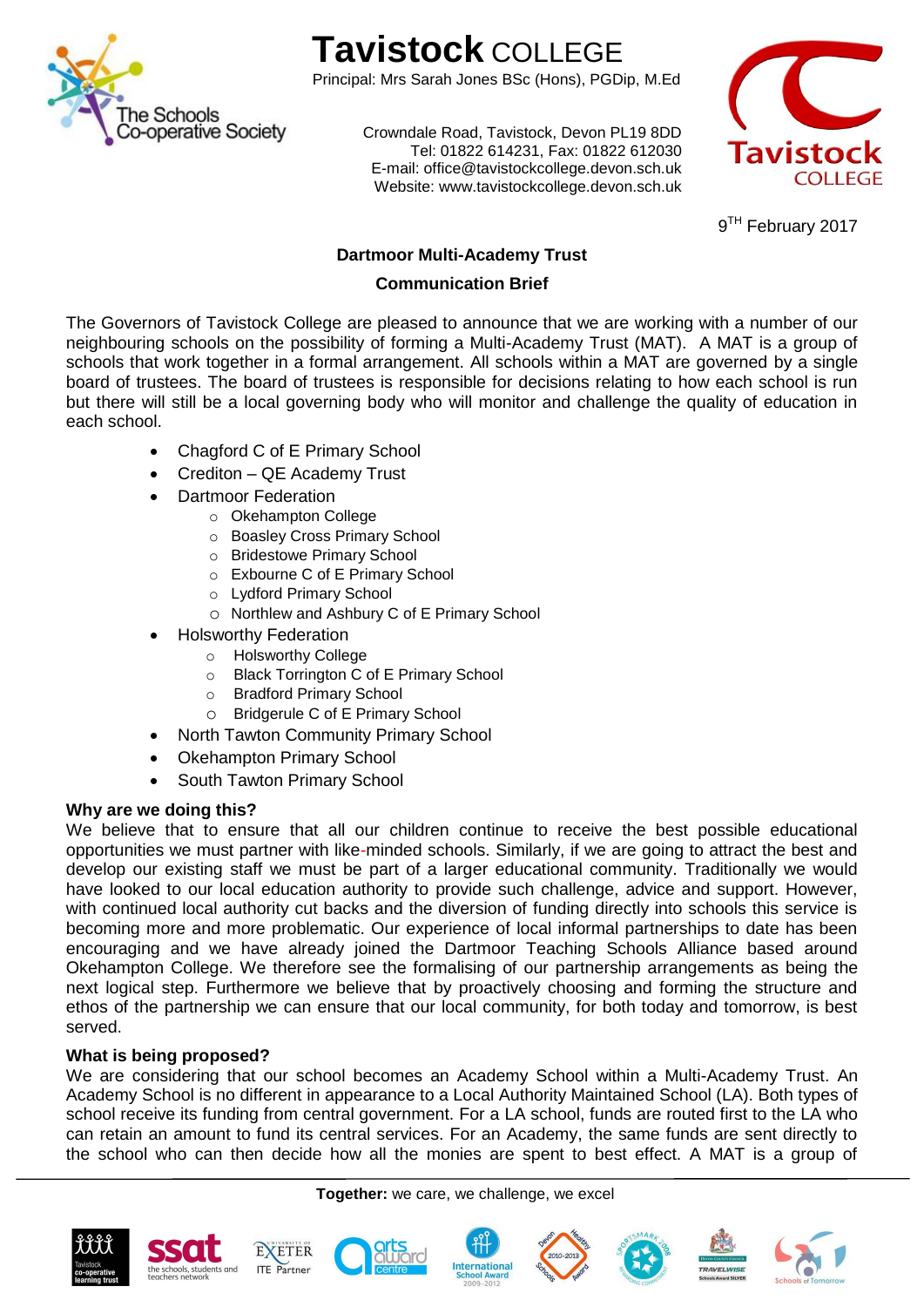# Tavistock COLLEGE

Principal: Mrs Sarah Jones BSc (Hons), PGDip, M.Ed

Crowndale Road, Tavistock, Devon PL19 8DD
Tel: 01822 614231, Fax: 01822 612030
E-mail: office@tavistockcollege.devon.sch.uk
Website: www.tavistockcollege.devon.sch.uk

9TH February 2017

## Dartmoor Multi-Academy Trust

### Communication Brief

The Governors of Tavistock College are pleased to announce that we are working with a number of our neighbouring schools on the possibility of forming a Multi-Academy Trust (MAT). A MAT is a group of schools that work together in a formal arrangement. All schools within a MAT are governed by a single board of trustees. The board of trustees is responsible for decisions relating to how each school is run but there will still be a local governing body who will monitor and challenge the quality of education in each school.

- Chagford C of E Primary School
- Crediton – QE Academy Trust
- Dartmoor Federation
  - Okehampton College
  - Boasley Cross Primary School
  - Bridestowe Primary School
  - Exbourne C of E Primary School
  - Lydford Primary School
  - Northlew and Ashbury C of E Primary School
- Holsworthy Federation
  - Holsworthy College
  - Black Torrington C of E Primary School
  - Bradford Primary School
  - Bridgerule C of E Primary School
- North Tawton Community Primary School
- Okehampton Primary School
- South Tawton Primary School

**Why are we doing this?**

We believe that to ensure that all our children continue to receive the best possible educational opportunities we must partner with like-minded schools. Similarly, if we are going to attract the best and develop our existing staff we must be part of a larger educational community. Traditionally we would have looked to our local education authority to provide such challenge, advice and support. However, with continued local authority cut backs and the diversion of funding directly into schools this service is becoming more and more problematic. Our experience of local informal partnerships to date has been encouraging and we have already joined the Dartmoor Teaching Schools Alliance based around Okehampton College. We therefore see the formalising of our partnership arrangements as being the next logical step. Furthermore we believe that by proactively choosing and forming the structure and ethos of the partnership we can ensure that our local community, for both today and tomorrow, is best served.

**What is being proposed?**

We are considering that our school becomes an Academy School within a Multi-Academy Trust. An Academy School is no different in appearance to a Local Authority Maintained School (LA). Both types of school receive its funding from central government. For a LA school, funds are routed first to the LA who can retain an amount to fund its central services. For an Academy, the same funds are sent directly to the school who can then decide how all the monies are spent to best effect. A MAT is a group of

**Together:** we care, we challenge, we excel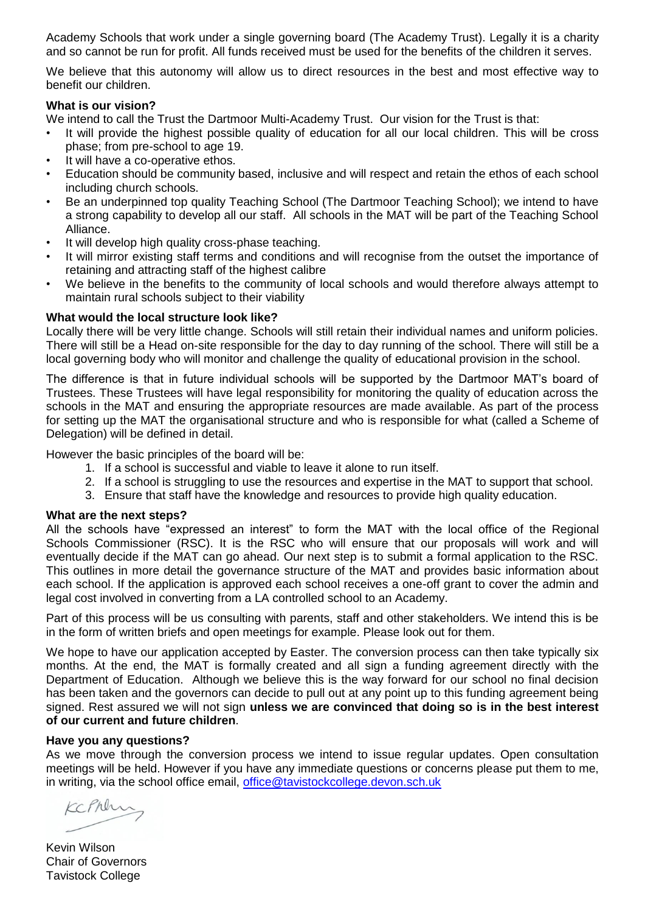Academy Schools that work under a single governing board (The Academy Trust). Legally it is a charity and so cannot be run for profit. All funds received must be used for the benefits of the children it serves.

We believe that this autonomy will allow us to direct resources in the best and most effective way to benefit our children.

**What is our vision?**

We intend to call the Trust the Dartmoor Multi-Academy Trust. Our vision for the Trust is that:

- It will provide the highest possible quality of education for all our local children. This will be cross phase; from pre-school to age 19.
- It will have a co-operative ethos.
- Education should be community based, inclusive and will respect and retain the ethos of each school including church schools.
- Be an underpinned top quality Teaching School (The Dartmoor Teaching School); we intend to have a strong capability to develop all our staff. All schools in the MAT will be part of the Teaching School Alliance.
- It will develop high quality cross-phase teaching.
- It will mirror existing staff terms and conditions and will recognise from the outset the importance of retaining and attracting staff of the highest calibre
- We believe in the benefits to the community of local schools and would therefore always attempt to maintain rural schools subject to their viability

**What would the local structure look like?**

Locally there will be very little change. Schools will still retain their individual names and uniform policies. There will still be a Head on-site responsible for the day to day running of the school. There will still be a local governing body who will monitor and challenge the quality of educational provision in the school.

The difference is that in future individual schools will be supported by the Dartmoor MAT's board of Trustees. These Trustees will have legal responsibility for monitoring the quality of education across the schools in the MAT and ensuring the appropriate resources are made available. As part of the process for setting up the MAT the organisational structure and who is responsible for what (called a Scheme of Delegation) will be defined in detail.

However the basic principles of the board will be:

1. If a school is successful and viable to leave it alone to run itself.
2. If a school is struggling to use the resources and expertise in the MAT to support that school.
3. Ensure that staff have the knowledge and resources to provide high quality education.

**What are the next steps?**

All the schools have "expressed an interest" to form the MAT with the local office of the Regional Schools Commissioner (RSC). It is the RSC who will ensure that our proposals will work and will eventually decide if the MAT can go ahead. Our next step is to submit a formal application to the RSC. This outlines in more detail the governance structure of the MAT and provides basic information about each school. If the application is approved each school receives a one-off grant to cover the admin and legal cost involved in converting from a LA controlled school to an Academy.

Part of this process will be us consulting with parents, staff and other stakeholders. We intend this is be in the form of written briefs and open meetings for example. Please look out for them.

We hope to have our application accepted by Easter. The conversion process can then take typically six months. At the end, the MAT is formally created and all sign a funding agreement directly with the Department of Education. Although we believe this is the way forward for our school no final decision has been taken and the governors can decide to pull out at any point up to this funding agreement being signed. Rest assured we will not sign **unless we are convinced that doing so is in the best interest of our current and future children**.

**Have you any questions?**

As we move through the conversion process we intend to issue regular updates. Open consultation meetings will be held. However if you have any immediate questions or concerns please put them to me, in writing, via the school office email, office@tavistockcollege.devon.sch.uk

Kevin Wilson
Chair of Governors
Tavistock College